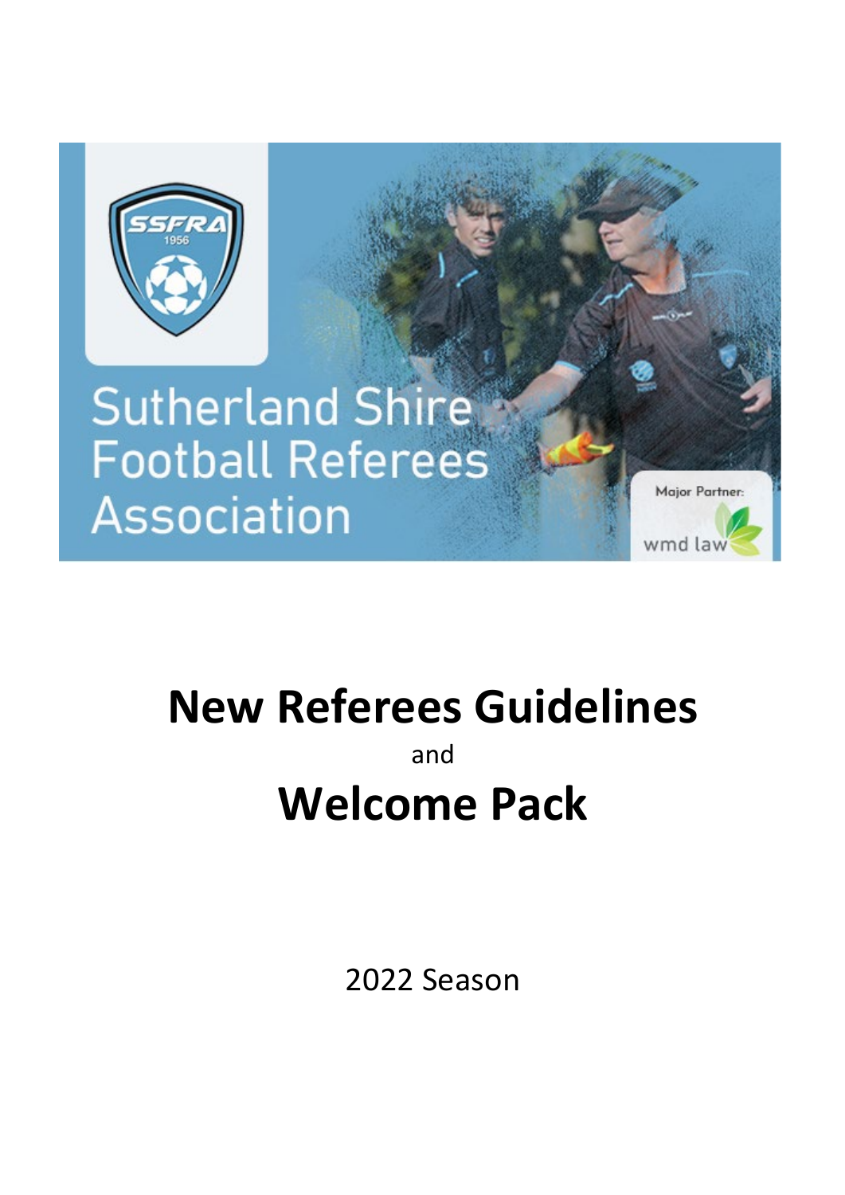Sutherland Shire Football Referees Association

# New Referees Guidelines

and

# Welcome Pack

2022 Season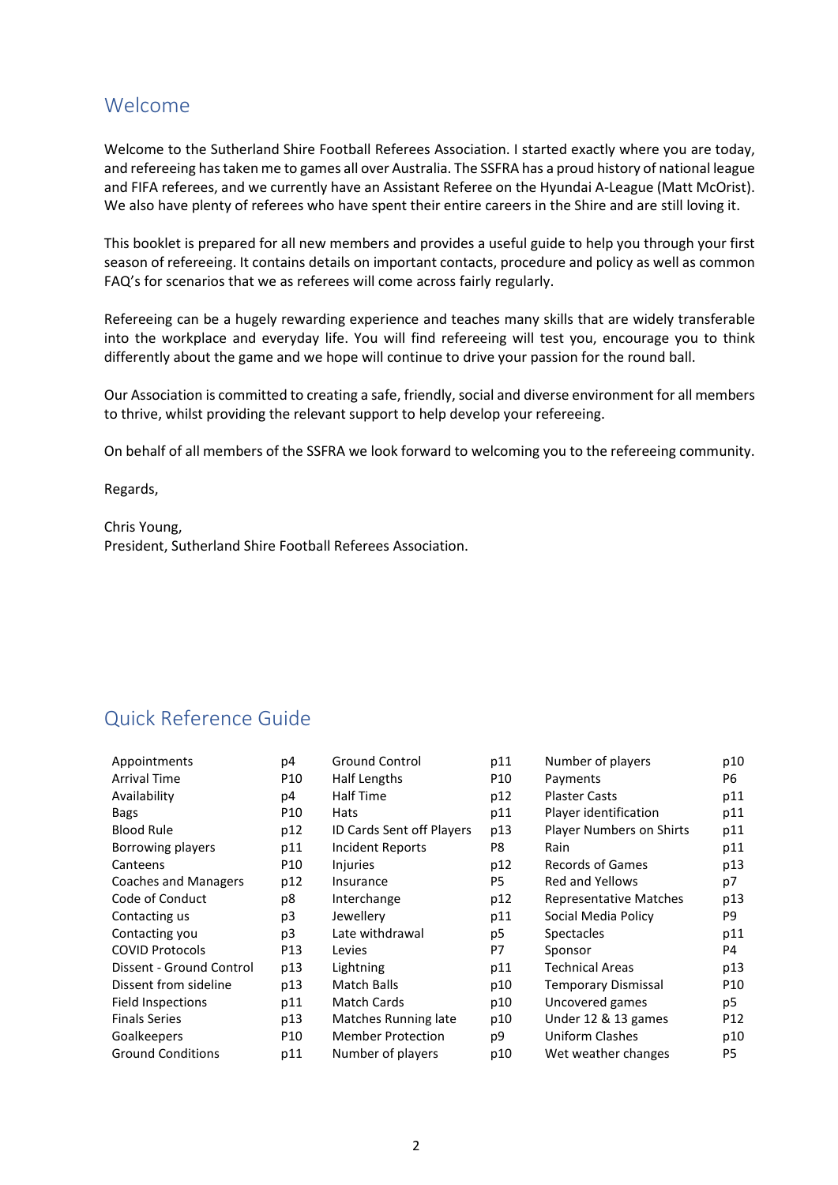## Welcome

Welcome to the Sutherland Shire Football Referees Association. I started exactly where you are today, and refereeing has taken me to games all over Australia. The SSFRA has a proud history of national league and FIFA referees, and we currently have an Assistant Referee on the Hyundai A-League (Matt McOrist). We also have plenty of referees who have spent their entire careers in the Shire and are still loving it.

This booklet is prepared for all new members and provides a useful guide to help you through your first season of refereeing. It contains details on important contacts, procedure and policy as well as common FAQ's for scenarios that we as referees will come across fairly regularly.

Refereeing can be a hugely rewarding experience and teaches many skills that are widely transferable into the workplace and everyday life. You will find refereeing will test you, encourage you to think differently about the game and we hope will continue to drive your passion for the round ball.

Our Association is committed to creating a safe, friendly, social and diverse environment for all members to thrive, whilst providing the relevant support to help develop your refereeing.

On behalf of all members of the SSFRA we look forward to welcoming you to the refereeing community.

Regards,

Chris Young,
President, Sutherland Shire Football Referees Association.

## Quick Reference Guide

| | | | | | |
|---|---|---|---|---|---|
| Appointments | p4 | Ground Control | p11 | Number of players | p10 |
| Arrival Time | P10 | Half Lengths | P10 | Payments | P6 |
| Availability | p4 | Half Time | p12 | Plaster Casts | p11 |
| Bags | P10 | Hats | p11 | Player identification | p11 |
| Blood Rule | p12 | ID Cards Sent off Players | p13 | Player Numbers on Shirts | p11 |
| Borrowing players | p11 | Incident Reports | P8 | Rain | p11 |
| Canteens | P10 | Injuries | p12 | Records of Games | p13 |
| Coaches and Managers | p12 | Insurance | P5 | Red and Yellows | p7 |
| Code of Conduct | p8 | Interchange | p12 | Representative Matches | p13 |
| Contacting us | p3 | Jewellery | p11 | Social Media Policy | P9 |
| Contacting you | p3 | Late withdrawal | p5 | Spectacles | p11 |
| COVID Protocols | P13 | Levies | P7 | Sponsor | P4 |
| Dissent - Ground Control | p13 | Lightning | p11 | Technical Areas | p13 |
| Dissent from sideline | p13 | Match Balls | p10 | Temporary Dismissal | P10 |
| Field Inspections | p11 | Match Cards | p10 | Uncovered games | p5 |
| Finals Series | p13 | Matches Running late | p10 | Under 12 & 13 games | P12 |
| Goalkeepers | P10 | Member Protection | p9 | Uniform Clashes | p10 |
| Ground Conditions | p11 | Number of players | p10 | Wet weather changes | P5 |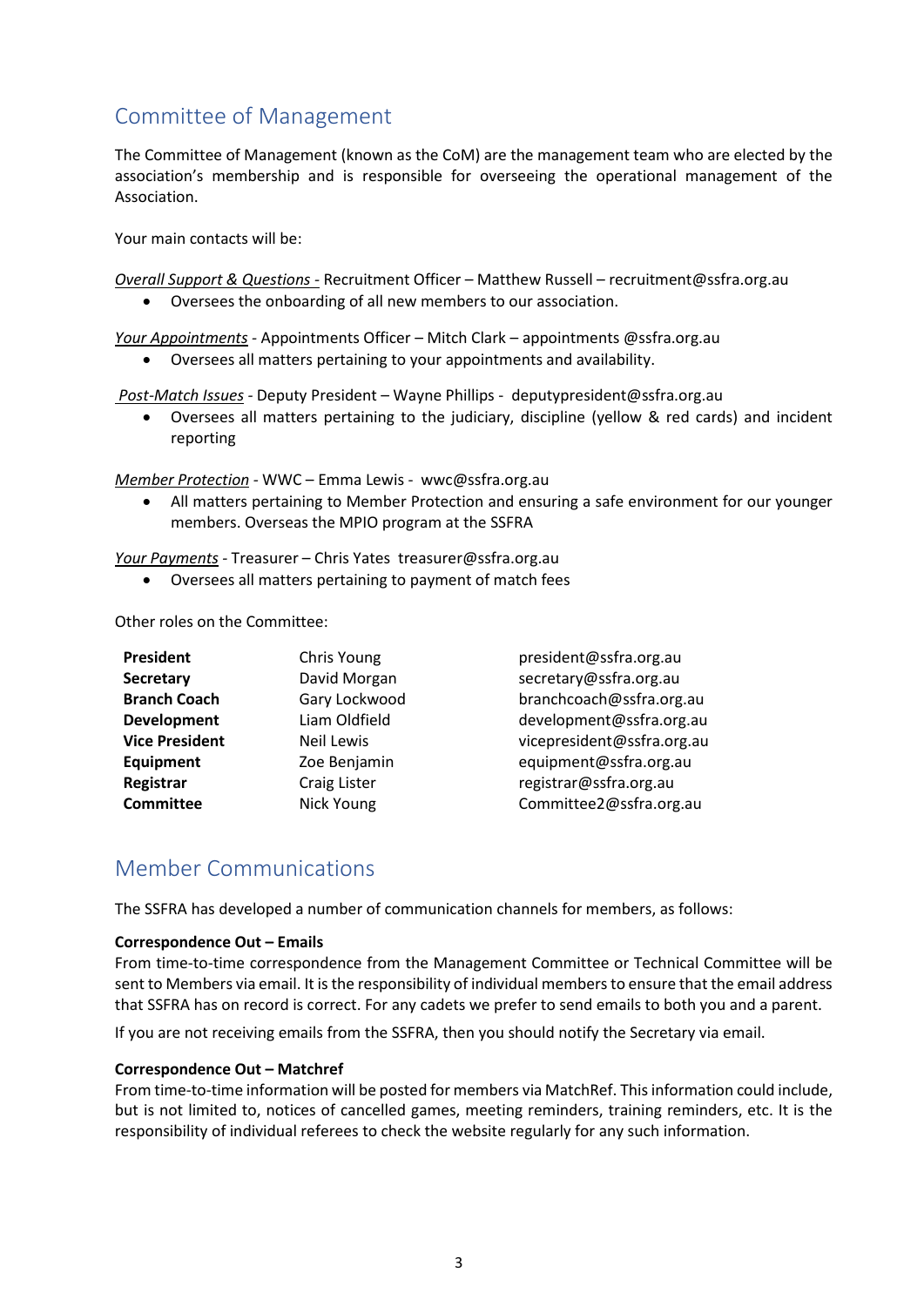## Committee of Management

The Committee of Management (known as the CoM) are the management team who are elected by the association's membership and is responsible for overseeing the operational management of the Association.

Your main contacts will be:

*Overall Support & Questions -* Recruitment Officer – Matthew Russell – recruitment@ssfra.org.au

- Oversees the onboarding of all new members to our association.

*Your Appointments* - Appointments Officer – Mitch Clark – appointments @ssfra.org.au

- Oversees all matters pertaining to your appointments and availability.

*Post-Match Issues* - Deputy President – Wayne Phillips - deputypresident@ssfra.org.au

- Oversees all matters pertaining to the judiciary, discipline (yellow & red cards) and incident reporting

*Member Protection* - WWC – Emma Lewis - wwc@ssfra.org.au

- All matters pertaining to Member Protection and ensuring a safe environment for our younger members. Overseas the MPIO program at the SSFRA

*Your Payments* - Treasurer – Chris Yates treasurer@ssfra.org.au

- Oversees all matters pertaining to payment of match fees

Other roles on the Committee:

| | | |
|---|---|---|
| **President** | Chris Young | president@ssfra.org.au |
| **Secretary** | David Morgan | secretary@ssfra.org.au |
| **Branch Coach** | Gary Lockwood | branchcoach@ssfra.org.au |
| **Development** | Liam Oldfield | development@ssfra.org.au |
| **Vice President** | Neil Lewis | vicepresident@ssfra.org.au |
| **Equipment** | Zoe Benjamin | equipment@ssfra.org.au |
| **Registrar** | Craig Lister | registrar@ssfra.org.au |
| **Committee** | Nick Young | Committee2@ssfra.org.au |

## Member Communications

The SSFRA has developed a number of communication channels for members, as follows:

**Correspondence Out – Emails**

From time-to-time correspondence from the Management Committee or Technical Committee will be sent to Members via email. It is the responsibility of individual members to ensure that the email address that SSFRA has on record is correct. For any cadets we prefer to send emails to both you and a parent.

If you are not receiving emails from the SSFRA, then you should notify the Secretary via email.

**Correspondence Out – Matchref**

From time-to-time information will be posted for members via MatchRef. This information could include, but is not limited to, notices of cancelled games, meeting reminders, training reminders, etc. It is the responsibility of individual referees to check the website regularly for any such information.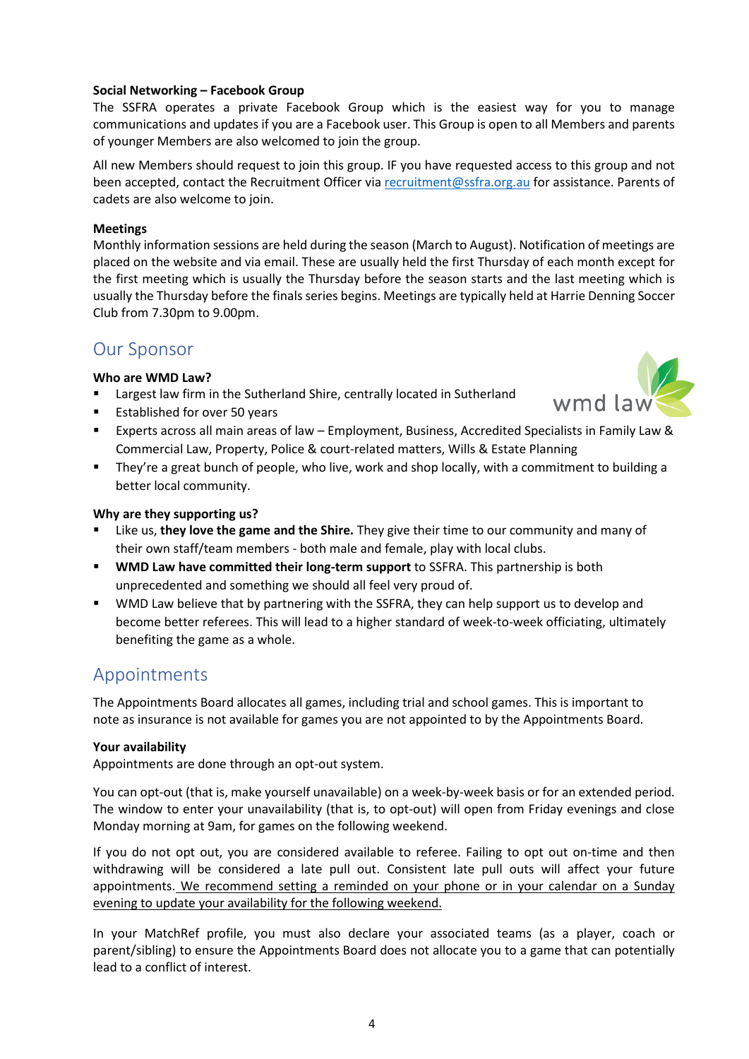**Social Networking – Facebook Group**

The SSFRA operates a private Facebook Group which is the easiest way for you to manage communications and updates if you are a Facebook user. This Group is open to all Members and parents of younger Members are also welcomed to join the group.

All new Members should request to join this group. IF you have requested access to this group and not been accepted, contact the Recruitment Officer via recruitment@ssfra.org.au for assistance. Parents of cadets are also welcome to join.

**Meetings**

Monthly information sessions are held during the season (March to August). Notification of meetings are placed on the website and via email. These are usually held the first Thursday of each month except for the first meeting which is usually the Thursday before the season starts and the last meeting which is usually the Thursday before the finals series begins. Meetings are typically held at Harrie Denning Soccer Club from 7.30pm to 9.00pm.

## Our Sponsor

**Who are WMD Law?**

- Largest law firm in the Sutherland Shire, centrally located in Sutherland
- Established for over 50 years
- Experts across all main areas of law – Employment, Business, Accredited Specialists in Family Law & Commercial Law, Property, Police & court-related matters, Wills & Estate Planning
- They're a great bunch of people, who live, work and shop locally, with a commitment to building a better local community.

**Why are they supporting us?**

- Like us, **they love the game and the Shire.** They give their time to our community and many of their own staff/team members - both male and female, play with local clubs.
- **WMD Law have committed their long-term support** to SSFRA. This partnership is both unprecedented and something we should all feel very proud of.
- WMD Law believe that by partnering with the SSFRA, they can help support us to develop and become better referees. This will lead to a higher standard of week-to-week officiating, ultimately benefiting the game as a whole.

## Appointments

The Appointments Board allocates all games, including trial and school games. This is important to note as insurance is not available for games you are not appointed to by the Appointments Board.

**Your availability**

Appointments are done through an opt-out system.

You can opt-out (that is, make yourself unavailable) on a week-by-week basis or for an extended period. The window to enter your unavailability (that is, to opt-out) will open from Friday evenings and close Monday morning at 9am, for games on the following weekend.

If you do not opt out, you are considered available to referee. Failing to opt out on-time and then withdrawing will be considered a late pull out. Consistent late pull outs will affect your future appointments. <u>We recommend setting a reminded on your phone or in your calendar on a Sunday evening to update your availability for the following weekend.</u>

In your MatchRef profile, you must also declare your associated teams (as a player, coach or parent/sibling) to ensure the Appointments Board does not allocate you to a game that can potentially lead to a conflict of interest.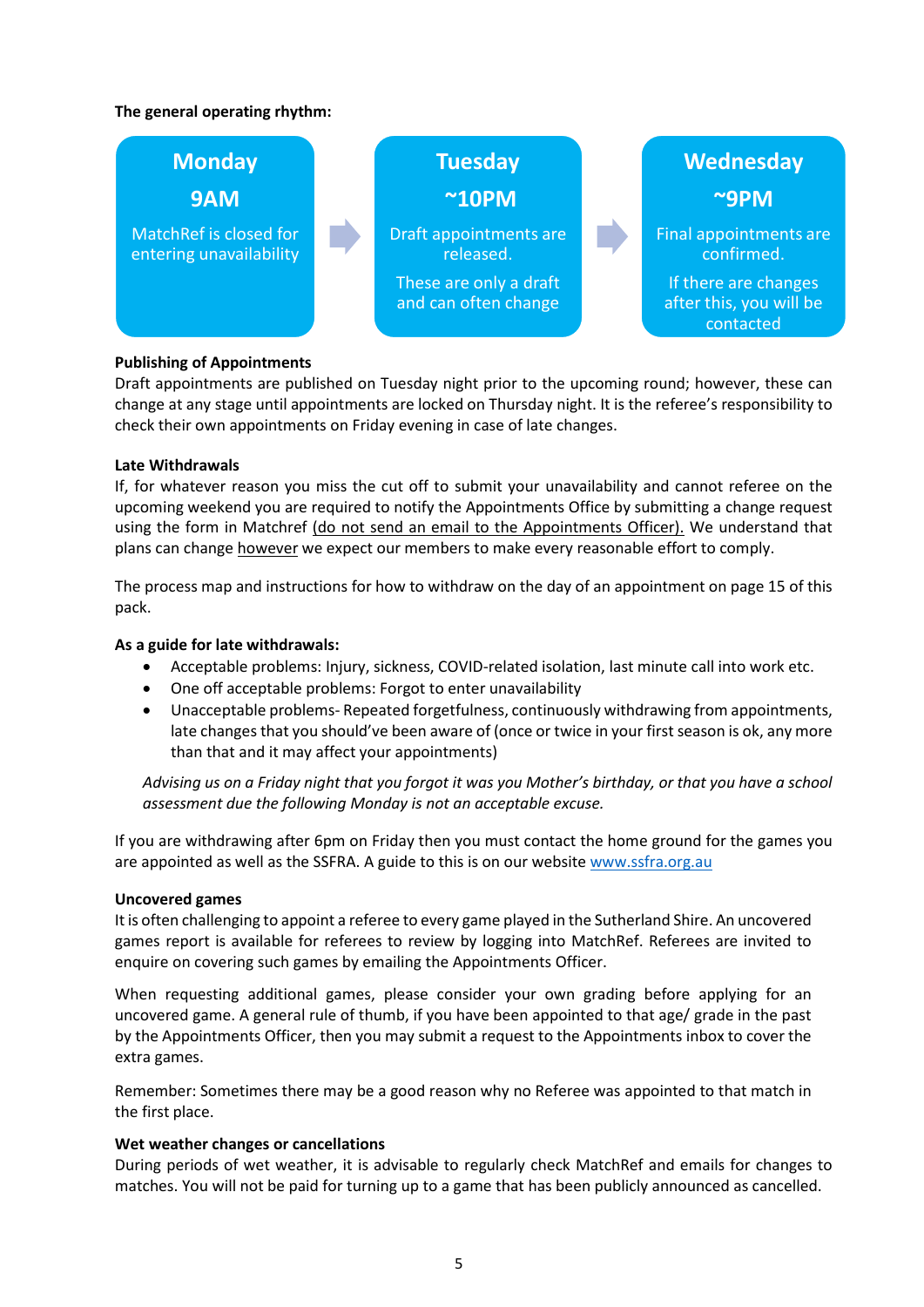**The general operating rhythm:**

**Monday**
**9AM**
MatchRef is closed for entering unavailability

→

**Tuesday**
**~10PM**
Draft appointments are released.
These are only a draft and can often change

→

**Wednesday**
**~9PM**
Final appointments are confirmed.
If there are changes after this, you will be contacted

**Publishing of Appointments**

Draft appointments are published on Tuesday night prior to the upcoming round; however, these can change at any stage until appointments are locked on Thursday night. It is the referee's responsibility to check their own appointments on Friday evening in case of late changes.

**Late Withdrawals**

If, for whatever reason you miss the cut off to submit your unavailability and cannot referee on the upcoming weekend you are required to notify the Appointments Office by submitting a change request using the form in Matchref (do not send an email to the Appointments Officer). We understand that plans can change however we expect our members to make every reasonable effort to comply.

The process map and instructions for how to withdraw on the day of an appointment on page 15 of this pack.

**As a guide for late withdrawals:**

- Acceptable problems: Injury, sickness, COVID-related isolation, last minute call into work etc.
- One off acceptable problems: Forgot to enter unavailability
- Unacceptable problems- Repeated forgetfulness, continuously withdrawing from appointments, late changes that you should've been aware of (once or twice in your first season is ok, any more than that and it may affect your appointments)

*Advising us on a Friday night that you forgot it was you Mother's birthday, or that you have a school assessment due the following Monday is not an acceptable excuse.*

If you are withdrawing after 6pm on Friday then you must contact the home ground for the games you are appointed as well as the SSFRA. A guide to this is on our website www.ssfra.org.au

**Uncovered games**

It is often challenging to appoint a referee to every game played in the Sutherland Shire. An uncovered games report is available for referees to review by logging into MatchRef. Referees are invited to enquire on covering such games by emailing the Appointments Officer.

When requesting additional games, please consider your own grading before applying for an uncovered game. A general rule of thumb, if you have been appointed to that age/ grade in the past by the Appointments Officer, then you may submit a request to the Appointments inbox to cover the extra games.

Remember: Sometimes there may be a good reason why no Referee was appointed to that match in the first place.

**Wet weather changes or cancellations**

During periods of wet weather, it is advisable to regularly check MatchRef and emails for changes to matches. You will not be paid for turning up to a game that has been publicly announced as cancelled.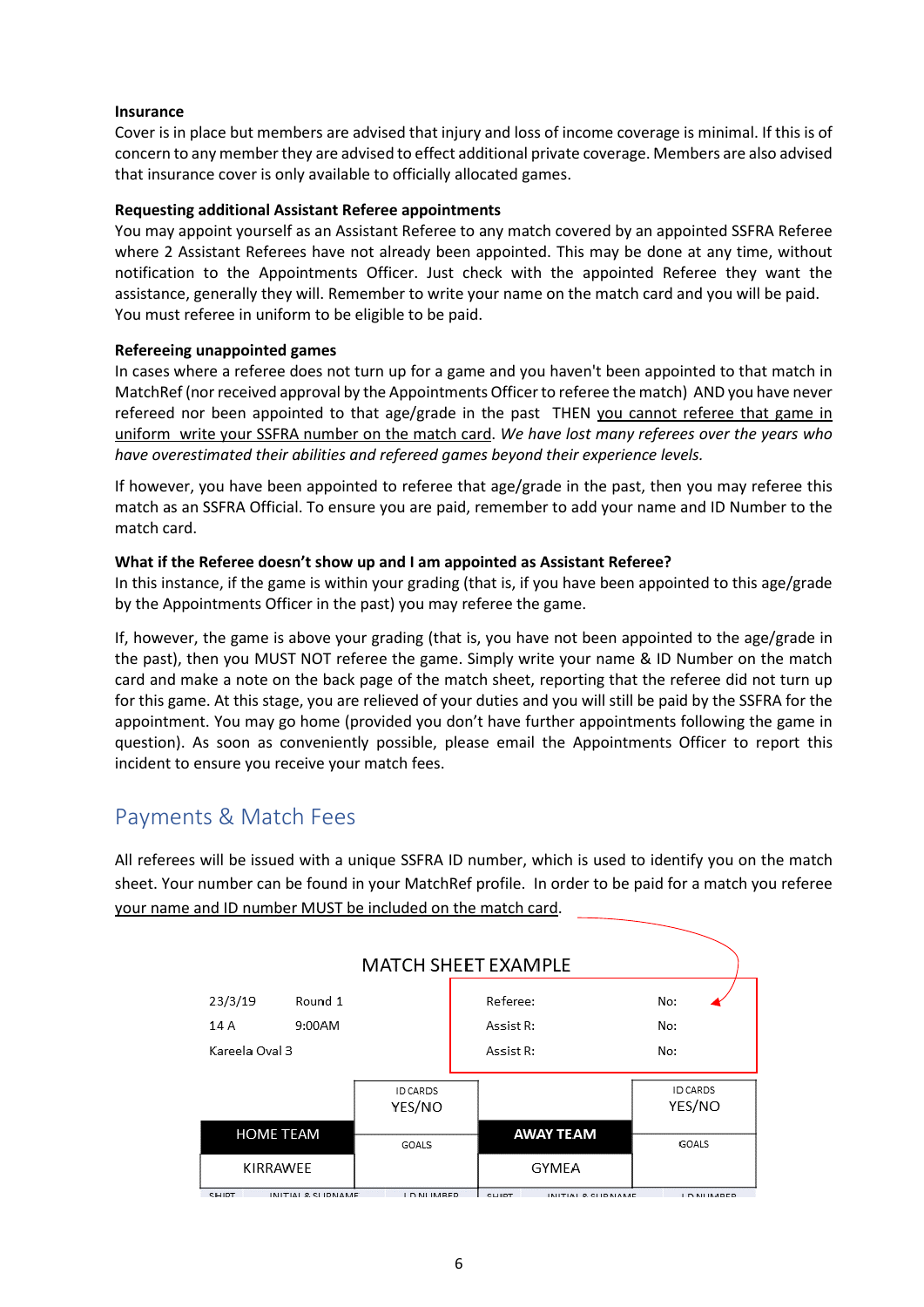**Insurance**

Cover is in place but members are advised that injury and loss of income coverage is minimal. If this is of concern to any member they are advised to effect additional private coverage. Members are also advised that insurance cover is only available to officially allocated games.

**Requesting additional Assistant Referee appointments**

You may appoint yourself as an Assistant Referee to any match covered by an appointed SSFRA Referee where 2 Assistant Referees have not already been appointed. This may be done at any time, without notification to the Appointments Officer. Just check with the appointed Referee they want the assistance, generally they will. Remember to write your name on the match card and you will be paid. You must referee in uniform to be eligible to be paid.

**Refereeing unappointed games**

In cases where a referee does not turn up for a game and you haven't been appointed to that match in MatchRef (nor received approval by the Appointments Officer to referee the match) AND you have never refereed nor been appointed to that age/grade in the past THEN <u>you cannot referee that game in uniform write your SSFRA number on the match card</u>. *We have lost many referees over the years who have overestimated their abilities and refereed games beyond their experience levels.*

If however, you have been appointed to referee that age/grade in the past, then you may referee this match as an SSFRA Official. To ensure you are paid, remember to add your name and ID Number to the match card.

**What if the Referee doesn't show up and I am appointed as Assistant Referee?**

In this instance, if the game is within your grading (that is, if you have been appointed to this age/grade by the Appointments Officer in the past) you may referee the game.

If, however, the game is above your grading (that is, you have not been appointed to the age/grade in the past), then you MUST NOT referee the game. Simply write your name & ID Number on the match card and make a note on the back page of the match sheet, reporting that the referee did not turn up for this game. At this stage, you are relieved of your duties and you will still be paid by the SSFRA for the appointment. You may go home (provided you don't have further appointments following the game in question). As soon as conveniently possible, please email the Appointments Officer to report this incident to ensure you receive your match fees.

## Payments & Match Fees

All referees will be issued with a unique SSFRA ID number, which is used to identify you on the match sheet. Your number can be found in your MatchRef profile. In order to be paid for a match you referee <u>your name and ID number MUST be included on the match card</u>.

MATCH SHEET EXAMPLE

| 23/3/19 | Round 1 | | Referee: | No: |
|---|---|---|---|---|
| 14 A | 9:00AM | | Assist R: | No: |
| Kareela Oval 3 | | | Assist R: | No: |

| | ID CARDS YES/NO | | ID CARDS YES/NO |
|---|---|---|---|
| HOME TEAM | GOALS | AWAY TEAM | GOALS |
| KIRRAWEE | | GYMEA | |

| SHIRT | INITIAL & SURNAME | I.D NUMBER | SHIRT | INITIAL & SURNAME | I.D NUMBER |
|---|---|---|---|---|---|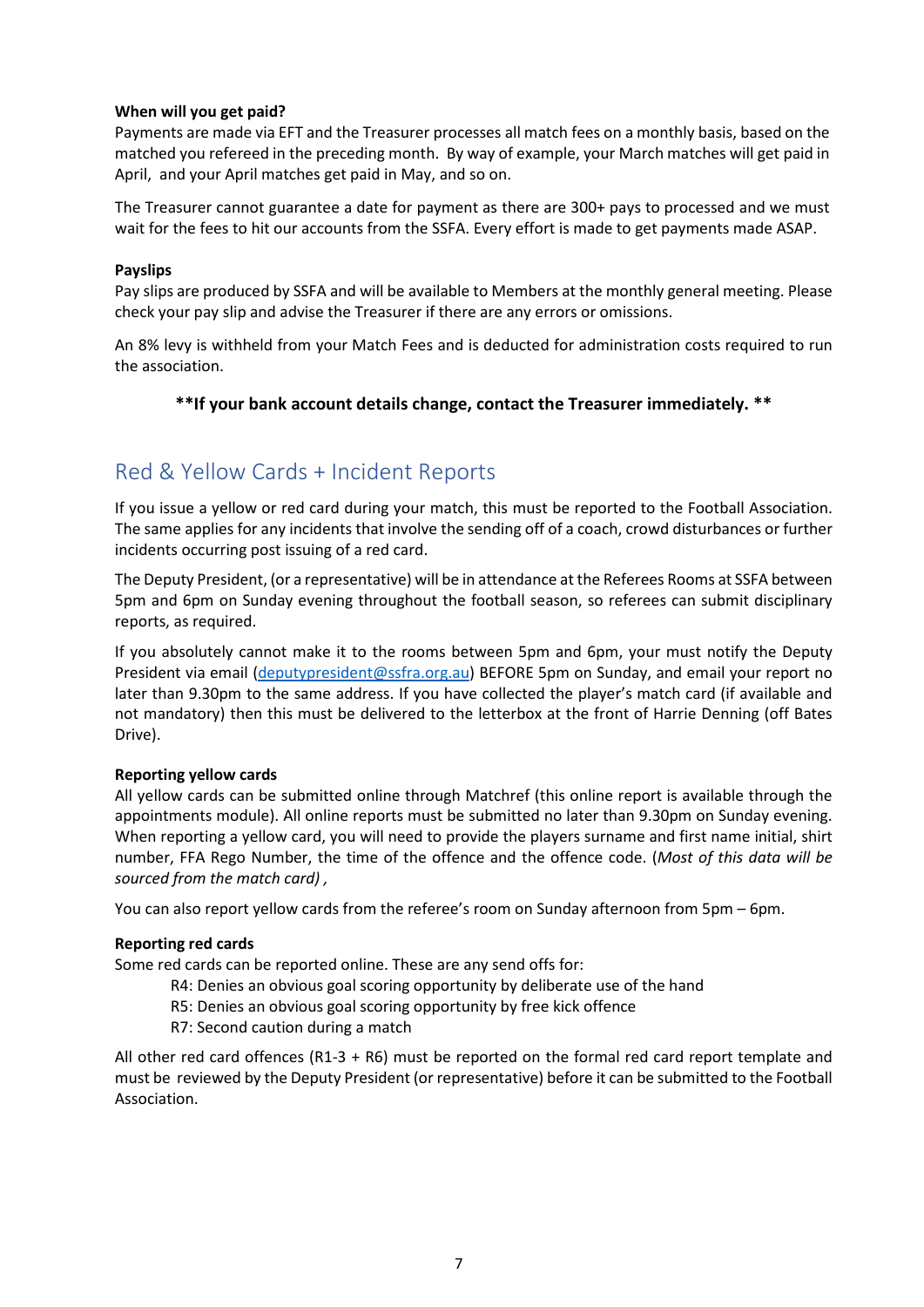**When will you get paid?**

Payments are made via EFT and the Treasurer processes all match fees on a monthly basis, based on the matched you refereed in the preceding month. By way of example, your March matches will get paid in April, and your April matches get paid in May, and so on.

The Treasurer cannot guarantee a date for payment as there are 300+ pays to processed and we must wait for the fees to hit our accounts from the SSFA. Every effort is made to get payments made ASAP.

**Payslips**

Pay slips are produced by SSFA and will be available to Members at the monthly general meeting. Please check your pay slip and advise the Treasurer if there are any errors or omissions.

An 8% levy is withheld from your Match Fees and is deducted for administration costs required to run the association.

**\*\*If your bank account details change, contact the Treasurer immediately. \*\***

## Red & Yellow Cards + Incident Reports

If you issue a yellow or red card during your match, this must be reported to the Football Association. The same applies for any incidents that involve the sending off of a coach, crowd disturbances or further incidents occurring post issuing of a red card.

The Deputy President, (or a representative) will be in attendance at the Referees Rooms at SSFA between 5pm and 6pm on Sunday evening throughout the football season, so referees can submit disciplinary reports, as required.

If you absolutely cannot make it to the rooms between 5pm and 6pm, your must notify the Deputy President via email (deputypresident@ssfra.org.au) BEFORE 5pm on Sunday, and email your report no later than 9.30pm to the same address. If you have collected the player's match card (if available and not mandatory) then this must be delivered to the letterbox at the front of Harrie Denning (off Bates Drive).

**Reporting yellow cards**

All yellow cards can be submitted online through Matchref (this online report is available through the appointments module). All online reports must be submitted no later than 9.30pm on Sunday evening. When reporting a yellow card, you will need to provide the players surname and first name initial, shirt number, FFA Rego Number, the time of the offence and the offence code. (*Most of this data will be sourced from the match card) ,*

You can also report yellow cards from the referee's room on Sunday afternoon from 5pm – 6pm.

**Reporting red cards**

Some red cards can be reported online. These are any send offs for:

- R4: Denies an obvious goal scoring opportunity by deliberate use of the hand
- R5: Denies an obvious goal scoring opportunity by free kick offence
- R7: Second caution during a match

All other red card offences (R1-3 + R6) must be reported on the formal red card report template and must be reviewed by the Deputy President (or representative) before it can be submitted to the Football Association.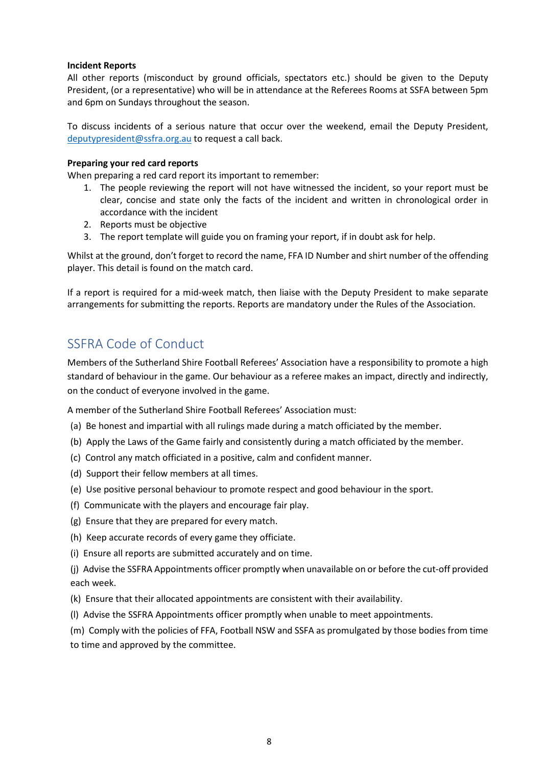**Incident Reports**

All other reports (misconduct by ground officials, spectators etc.) should be given to the Deputy President, (or a representative) who will be in attendance at the Referees Rooms at SSFA between 5pm and 6pm on Sundays throughout the season.

To discuss incidents of a serious nature that occur over the weekend, email the Deputy President, deputypresident@ssfra.org.au to request a call back.

**Preparing your red card reports**

When preparing a red card report its important to remember:

1. The people reviewing the report will not have witnessed the incident, so your report must be clear, concise and state only the facts of the incident and written in chronological order in accordance with the incident
2. Reports must be objective
3. The report template will guide you on framing your report, if in doubt ask for help.

Whilst at the ground, don't forget to record the name, FFA ID Number and shirt number of the offending player. This detail is found on the match card.

If a report is required for a mid-week match, then liaise with the Deputy President to make separate arrangements for submitting the reports. Reports are mandatory under the Rules of the Association.

## SSFRA Code of Conduct

Members of the Sutherland Shire Football Referees' Association have a responsibility to promote a high standard of behaviour in the game. Our behaviour as a referee makes an impact, directly and indirectly, on the conduct of everyone involved in the game.

A member of the Sutherland Shire Football Referees' Association must:

(a) Be honest and impartial with all rulings made during a match officiated by the member.

(b) Apply the Laws of the Game fairly and consistently during a match officiated by the member.

(c) Control any match officiated in a positive, calm and confident manner.

(d) Support their fellow members at all times.

(e) Use positive personal behaviour to promote respect and good behaviour in the sport.

(f) Communicate with the players and encourage fair play.

(g) Ensure that they are prepared for every match.

(h) Keep accurate records of every game they officiate.

(i) Ensure all reports are submitted accurately and on time.

(j) Advise the SSFRA Appointments officer promptly when unavailable on or before the cut-off provided each week.

(k) Ensure that their allocated appointments are consistent with their availability.

(l) Advise the SSFRA Appointments officer promptly when unable to meet appointments.

(m) Comply with the policies of FFA, Football NSW and SSFA as promulgated by those bodies from time to time and approved by the committee.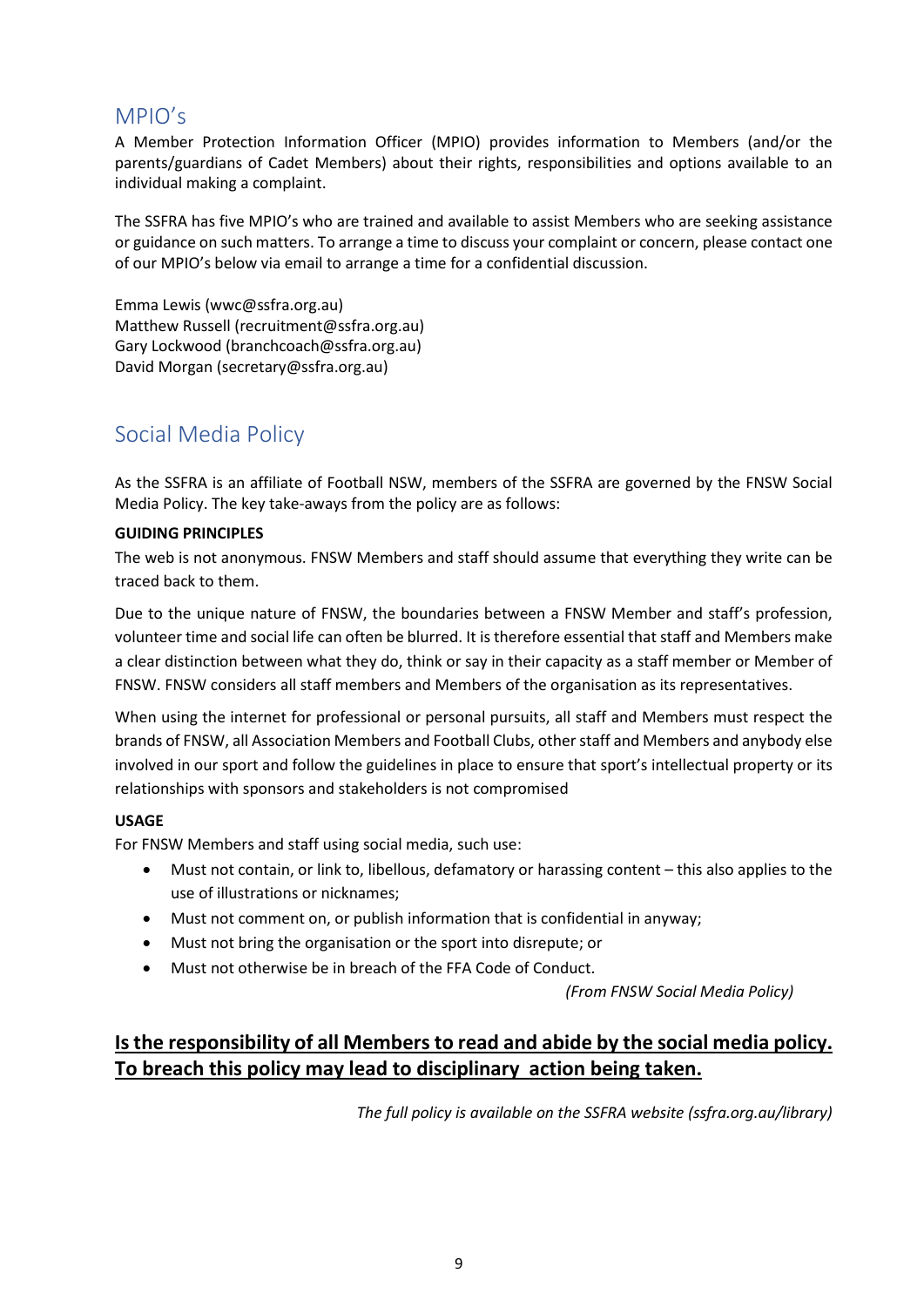## MPIO's

A Member Protection Information Officer (MPIO) provides information to Members (and/or the parents/guardians of Cadet Members) about their rights, responsibilities and options available to an individual making a complaint.

The SSFRA has five MPIO's who are trained and available to assist Members who are seeking assistance or guidance on such matters. To arrange a time to discuss your complaint or concern, please contact one of our MPIO's below via email to arrange a time for a confidential discussion.

Emma Lewis (wwc@ssfra.org.au)
Matthew Russell (recruitment@ssfra.org.au)
Gary Lockwood (branchcoach@ssfra.org.au)
David Morgan (secretary@ssfra.org.au)

## Social Media Policy

As the SSFRA is an affiliate of Football NSW, members of the SSFRA are governed by the FNSW Social Media Policy. The key take-aways from the policy are as follows:

**GUIDING PRINCIPLES**

The web is not anonymous. FNSW Members and staff should assume that everything they write can be traced back to them.

Due to the unique nature of FNSW, the boundaries between a FNSW Member and staff's profession, volunteer time and social life can often be blurred. It is therefore essential that staff and Members make a clear distinction between what they do, think or say in their capacity as a staff member or Member of FNSW. FNSW considers all staff members and Members of the organisation as its representatives.

When using the internet for professional or personal pursuits, all staff and Members must respect the brands of FNSW, all Association Members and Football Clubs, other staff and Members and anybody else involved in our sport and follow the guidelines in place to ensure that sport's intellectual property or its relationships with sponsors and stakeholders is not compromised

**USAGE**

For FNSW Members and staff using social media, such use:

- Must not contain, or link to, libellous, defamatory or harassing content – this also applies to the use of illustrations or nicknames;
- Must not comment on, or publish information that is confidential in anyway;
- Must not bring the organisation or the sport into disrepute; or
- Must not otherwise be in breach of the FFA Code of Conduct.

*(From FNSW Social Media Policy)*

**<u>Is the responsibility of all Members to read and abide by the social media policy. To breach this policy may lead to disciplinary action being taken.</u>**

*The full policy is available on the SSFRA website (ssfra.org.au/library)*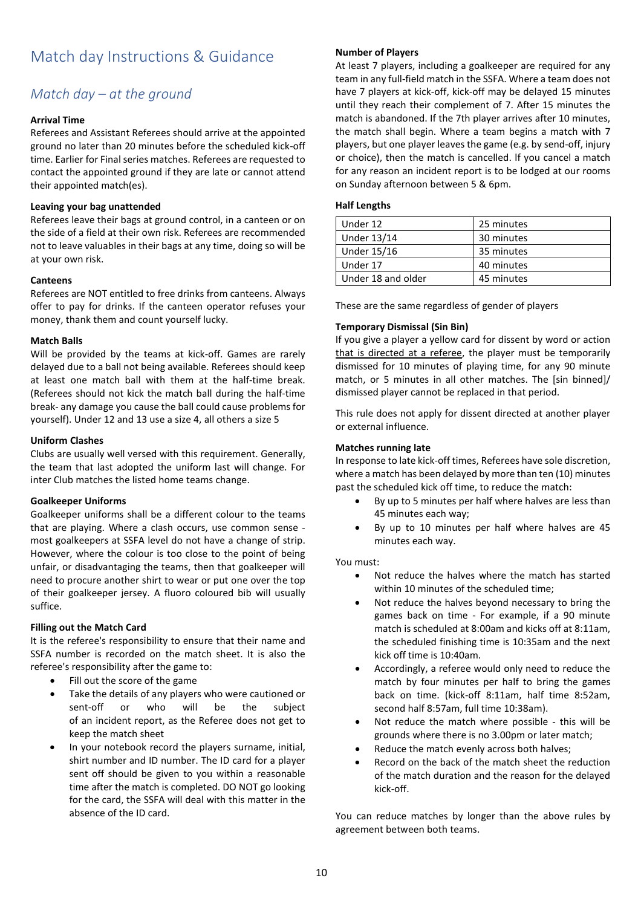# Match day Instructions & Guidance

## *Match day – at the ground*

**Arrival Time**

Referees and Assistant Referees should arrive at the appointed ground no later than 20 minutes before the scheduled kick-off time. Earlier for Final series matches. Referees are requested to contact the appointed ground if they are late or cannot attend their appointed match(es).

**Leaving your bag unattended**

Referees leave their bags at ground control, in a canteen or on the side of a field at their own risk. Referees are recommended not to leave valuables in their bags at any time, doing so will be at your own risk.

**Canteens**

Referees are NOT entitled to free drinks from canteens. Always offer to pay for drinks. If the canteen operator refuses your money, thank them and count yourself lucky.

**Match Balls**

Will be provided by the teams at kick-off. Games are rarely delayed due to a ball not being available. Referees should keep at least one match ball with them at the half-time break. (Referees should not kick the match ball during the half-time break- any damage you cause the ball could cause problems for yourself). Under 12 and 13 use a size 4, all others a size 5

**Uniform Clashes**

Clubs are usually well versed with this requirement. Generally, the team that last adopted the uniform last will change. For inter Club matches the listed home teams change.

**Goalkeeper Uniforms**

Goalkeeper uniforms shall be a different colour to the teams that are playing. Where a clash occurs, use common sense - most goalkeepers at SSFA level do not have a change of strip. However, where the colour is too close to the point of being unfair, or disadvantaging the teams, then that goalkeeper will need to procure another shirt to wear or put one over the top of their goalkeeper jersey. A fluoro coloured bib will usually suffice.

**Filling out the Match Card**

It is the referee's responsibility to ensure that their name and SSFA number is recorded on the match sheet. It is also the referee's responsibility after the game to:

- Fill out the score of the game
- Take the details of any players who were cautioned or sent-off or who will be the subject of an incident report, as the Referee does not get to keep the match sheet
- In your notebook record the players surname, initial, shirt number and ID number. The ID card for a player sent off should be given to you within a reasonable time after the match is completed. DO NOT go looking for the card, the SSFA will deal with this matter in the absence of the ID card.

**Number of Players**

At least 7 players, including a goalkeeper are required for any team in any full-field match in the SSFA. Where a team does not have 7 players at kick-off, kick-off may be delayed 15 minutes until they reach their complement of 7. After 15 minutes the match is abandoned. If the 7th player arrives after 10 minutes, the match shall begin. Where a team begins a match with 7 players, but one player leaves the game (e.g. by send-off, injury or choice), then the match is cancelled. If you cancel a match for any reason an incident report is to be lodged at our rooms on Sunday afternoon between 5 & 6pm.

**Half Lengths**

| | |
|---|---|
| Under 12 | 25 minutes |
| Under 13/14 | 30 minutes |
| Under 15/16 | 35 minutes |
| Under 17 | 40 minutes |
| Under 18 and older | 45 minutes |

These are the same regardless of gender of players

**Temporary Dismissal (Sin Bin)**

If you give a player a yellow card for dissent by word or action <u>that is directed at a referee</u>, the player must be temporarily dismissed for 10 minutes of playing time, for any 90 minute match, or 5 minutes in all other matches. The [sin binned]/ dismissed player cannot be replaced in that period.

This rule does not apply for dissent directed at another player or external influence.

**Matches running late**

In response to late kick-off times, Referees have sole discretion, where a match has been delayed by more than ten (10) minutes past the scheduled kick off time, to reduce the match:

- By up to 5 minutes per half where halves are less than 45 minutes each way;
- By up to 10 minutes per half where halves are 45 minutes each way.

You must:

- Not reduce the halves where the match has started within 10 minutes of the scheduled time;
- Not reduce the halves beyond necessary to bring the games back on time - For example, if a 90 minute match is scheduled at 8:00am and kicks off at 8:11am, the scheduled finishing time is 10:35am and the next kick off time is 10:40am.
- Accordingly, a referee would only need to reduce the match by four minutes per half to bring the games back on time. (kick-off 8:11am, half time 8:52am, second half 8:57am, full time 10:38am).
- Not reduce the match where possible - this will be grounds where there is no 3.00pm or later match;
- Reduce the match evenly across both halves;
- Record on the back of the match sheet the reduction of the match duration and the reason for the delayed kick-off.

You can reduce matches by longer than the above rules by agreement between both teams.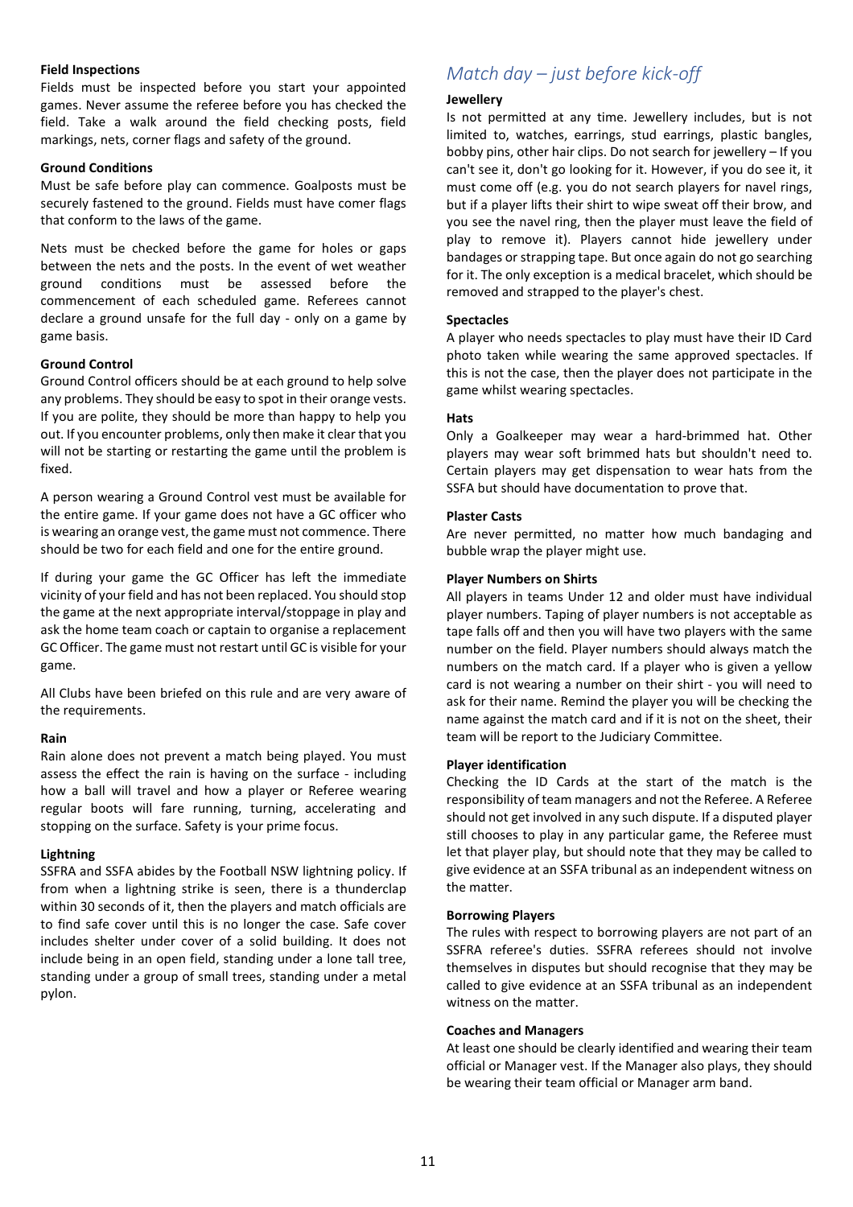**Field Inspections**

Fields must be inspected before you start your appointed games. Never assume the referee before you has checked the field. Take a walk around the field checking posts, field markings, nets, corner flags and safety of the ground.

**Ground Conditions**

Must be safe before play can commence. Goalposts must be securely fastened to the ground. Fields must have comer flags that conform to the laws of the game.

Nets must be checked before the game for holes or gaps between the nets and the posts. In the event of wet weather ground conditions must be assessed before the commencement of each scheduled game. Referees cannot declare a ground unsafe for the full day - only on a game by game basis.

**Ground Control**

Ground Control officers should be at each ground to help solve any problems. They should be easy to spot in their orange vests. If you are polite, they should be more than happy to help you out. If you encounter problems, only then make it clear that you will not be starting or restarting the game until the problem is fixed.

A person wearing a Ground Control vest must be available for the entire game. If your game does not have a GC officer who is wearing an orange vest, the game must not commence. There should be two for each field and one for the entire ground.

If during your game the GC Officer has left the immediate vicinity of your field and has not been replaced. You should stop the game at the next appropriate interval/stoppage in play and ask the home team coach or captain to organise a replacement GC Officer. The game must not restart until GC is visible for your game.

All Clubs have been briefed on this rule and are very aware of the requirements.

**Rain**

Rain alone does not prevent a match being played. You must assess the effect the rain is having on the surface - including how a ball will travel and how a player or Referee wearing regular boots will fare running, turning, accelerating and stopping on the surface. Safety is your prime focus.

**Lightning**

SSFRA and SSFA abides by the Football NSW lightning policy. If from when a lightning strike is seen, there is a thunderclap within 30 seconds of it, then the players and match officials are to find safe cover until this is no longer the case. Safe cover includes shelter under cover of a solid building. It does not include being in an open field, standing under a lone tall tree, standing under a group of small trees, standing under a metal pylon.

## *Match day – just before kick-off*

**Jewellery**

Is not permitted at any time. Jewellery includes, but is not limited to, watches, earrings, stud earrings, plastic bangles, bobby pins, other hair clips. Do not search for jewellery – If you can't see it, don't go looking for it. However, if you do see it, it must come off (e.g. you do not search players for navel rings, but if a player lifts their shirt to wipe sweat off their brow, and you see the navel ring, then the player must leave the field of play to remove it). Players cannot hide jewellery under bandages or strapping tape. But once again do not go searching for it. The only exception is a medical bracelet, which should be removed and strapped to the player's chest.

**Spectacles**

A player who needs spectacles to play must have their ID Card photo taken while wearing the same approved spectacles. If this is not the case, then the player does not participate in the game whilst wearing spectacles.

**Hats**

Only a Goalkeeper may wear a hard-brimmed hat. Other players may wear soft brimmed hats but shouldn't need to. Certain players may get dispensation to wear hats from the SSFA but should have documentation to prove that.

**Plaster Casts**

Are never permitted, no matter how much bandaging and bubble wrap the player might use.

**Player Numbers on Shirts**

All players in teams Under 12 and older must have individual player numbers. Taping of player numbers is not acceptable as tape falls off and then you will have two players with the same number on the field. Player numbers should always match the numbers on the match card. If a player who is given a yellow card is not wearing a number on their shirt - you will need to ask for their name. Remind the player you will be checking the name against the match card and if it is not on the sheet, their team will be report to the Judiciary Committee.

**Player identification**

Checking the ID Cards at the start of the match is the responsibility of team managers and not the Referee. A Referee should not get involved in any such dispute. If a disputed player still chooses to play in any particular game, the Referee must let that player play, but should note that they may be called to give evidence at an SSFA tribunal as an independent witness on the matter.

**Borrowing Players**

The rules with respect to borrowing players are not part of an SSFRA referee's duties. SSFRA referees should not involve themselves in disputes but should recognise that they may be called to give evidence at an SSFA tribunal as an independent witness on the matter.

**Coaches and Managers**

At least one should be clearly identified and wearing their team official or Manager vest. If the Manager also plays, they should be wearing their team official or Manager arm band.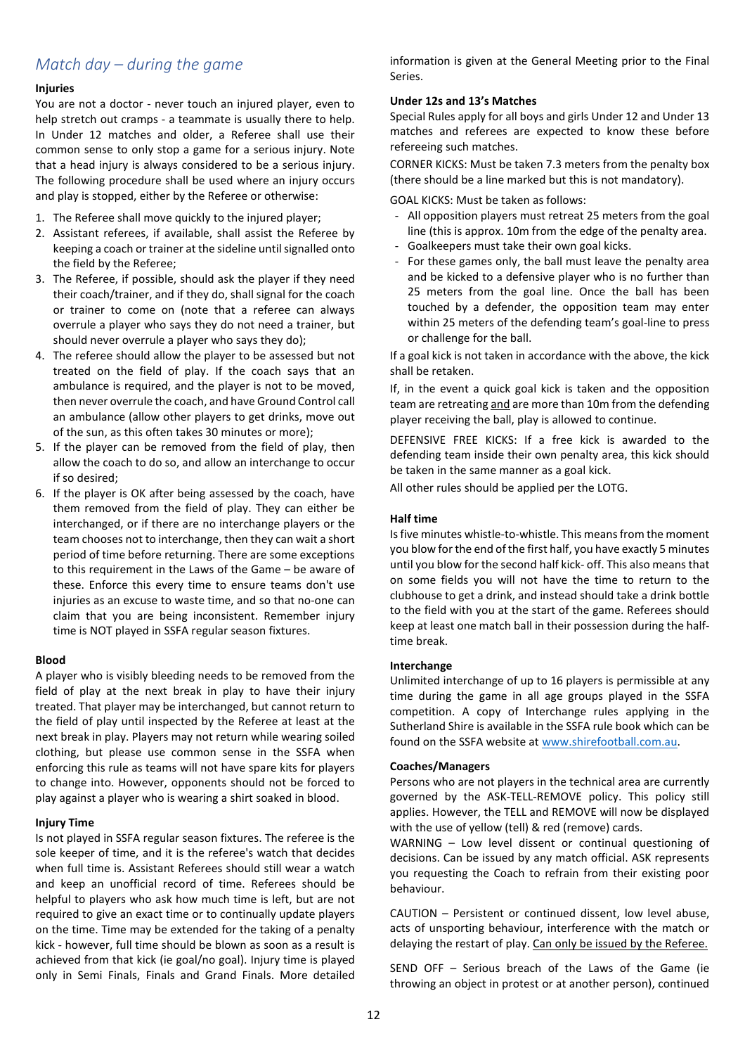## *Match day – during the game*

**Injuries**

You are not a doctor - never touch an injured player, even to help stretch out cramps - a teammate is usually there to help. In Under 12 matches and older, a Referee shall use their common sense to only stop a game for a serious injury. Note that a head injury is always considered to be a serious injury. The following procedure shall be used where an injury occurs and play is stopped, either by the Referee or otherwise:

1. The Referee shall move quickly to the injured player;
2. Assistant referees, if available, shall assist the Referee by keeping a coach or trainer at the sideline until signalled onto the field by the Referee;
3. The Referee, if possible, should ask the player if they need their coach/trainer, and if they do, shall signal for the coach or trainer to come on (note that a referee can always overrule a player who says they do not need a trainer, but should never overrule a player who says they do);
4. The referee should allow the player to be assessed but not treated on the field of play. If the coach says that an ambulance is required, and the player is not to be moved, then never overrule the coach, and have Ground Control call an ambulance (allow other players to get drinks, move out of the sun, as this often takes 30 minutes or more);
5. If the player can be removed from the field of play, then allow the coach to do so, and allow an interchange to occur if so desired;
6. If the player is OK after being assessed by the coach, have them removed from the field of play. They can either be interchanged, or if there are no interchange players or the team chooses not to interchange, then they can wait a short period of time before returning. There are some exceptions to this requirement in the Laws of the Game – be aware of these. Enforce this every time to ensure teams don't use injuries as an excuse to waste time, and so that no-one can claim that you are being inconsistent. Remember injury time is NOT played in SSFA regular season fixtures.

**Blood**

A player who is visibly bleeding needs to be removed from the field of play at the next break in play to have their injury treated. That player may be interchanged, but cannot return to the field of play until inspected by the Referee at least at the next break in play. Players may not return while wearing soiled clothing, but please use common sense in the SSFA when enforcing this rule as teams will not have spare kits for players to change into. However, opponents should not be forced to play against a player who is wearing a shirt soaked in blood.

**Injury Time**

Is not played in SSFA regular season fixtures. The referee is the sole keeper of time, and it is the referee's watch that decides when full time is. Assistant Referees should still wear a watch and keep an unofficial record of time. Referees should be helpful to players who ask how much time is left, but are not required to give an exact time or to continually update players on the time. Time may be extended for the taking of a penalty kick - however, full time should be blown as soon as a result is achieved from that kick (ie goal/no goal). Injury time is played only in Semi Finals, Finals and Grand Finals. More detailed information is given at the General Meeting prior to the Final Series.

**Under 12s and 13's Matches**

Special Rules apply for all boys and girls Under 12 and Under 13 matches and referees are expected to know these before refereeing such matches.

CORNER KICKS: Must be taken 7.3 meters from the penalty box (there should be a line marked but this is not mandatory).

GOAL KICKS: Must be taken as follows:

- All opposition players must retreat 25 meters from the goal line (this is approx. 10m from the edge of the penalty area.
- Goalkeepers must take their own goal kicks.
- For these games only, the ball must leave the penalty area and be kicked to a defensive player who is no further than 25 meters from the goal line. Once the ball has been touched by a defender, the opposition team may enter within 25 meters of the defending team's goal-line to press or challenge for the ball.

If a goal kick is not taken in accordance with the above, the kick shall be retaken.

If, in the event a quick goal kick is taken and the opposition team are retreating <u>and</u> are more than 10m from the defending player receiving the ball, play is allowed to continue.

DEFENSIVE FREE KICKS: If a free kick is awarded to the defending team inside their own penalty area, this kick should be taken in the same manner as a goal kick.

All other rules should be applied per the LOTG.

**Half time**

Is five minutes whistle-to-whistle. This means from the moment you blow for the end of the first half, you have exactly 5 minutes until you blow for the second half kick- off. This also means that on some fields you will not have the time to return to the clubhouse to get a drink, and instead should take a drink bottle to the field with you at the start of the game. Referees should keep at least one match ball in their possession during the half-time break.

**Interchange**

Unlimited interchange of up to 16 players is permissible at any time during the game in all age groups played in the SSFA competition. A copy of Interchange rules applying in the Sutherland Shire is available in the SSFA rule book which can be found on the SSFA website at [www.shirefootball.com.au](http://www.shirefootball.com.au).

**Coaches/Managers**

Persons who are not players in the technical area are currently governed by the ASK-TELL-REMOVE policy. This policy still applies. However, the TELL and REMOVE will now be displayed with the use of yellow (tell) & red (remove) cards.

WARNING – Low level dissent or continual questioning of decisions. Can be issued by any match official. ASK represents you requesting the Coach to refrain from their existing poor behaviour.

CAUTION – Persistent or continued dissent, low level abuse, acts of unsporting behaviour, interference with the match or delaying the restart of play. <u>Can only be issued by the Referee.</u>

SEND OFF – Serious breach of the Laws of the Game (ie throwing an object in protest or at another person), continued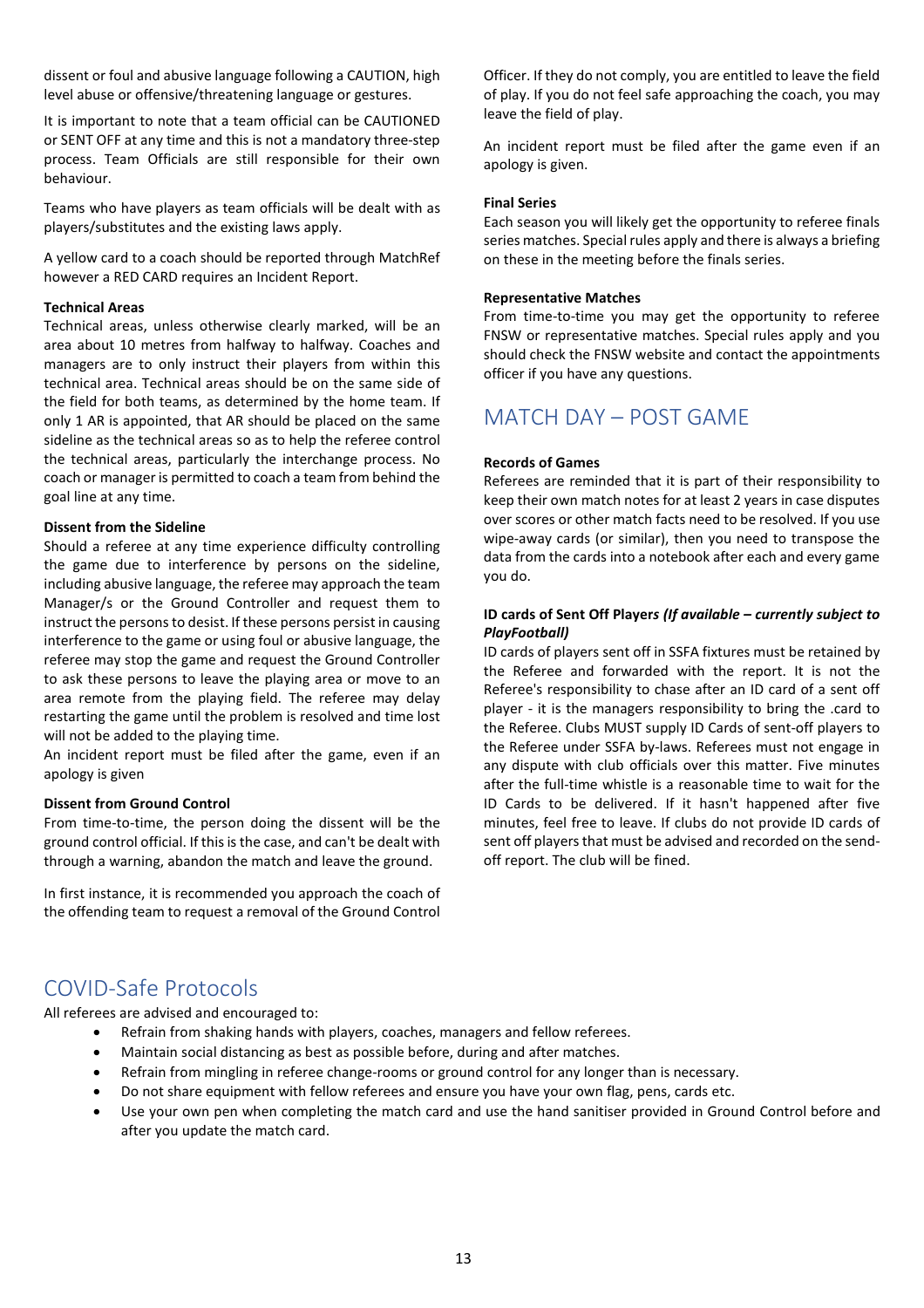dissent or foul and abusive language following a CAUTION, high level abuse or offensive/threatening language or gestures.

It is important to note that a team official can be CAUTIONED or SENT OFF at any time and this is not a mandatory three-step process. Team Officials are still responsible for their own behaviour.

Teams who have players as team officials will be dealt with as players/substitutes and the existing laws apply.

A yellow card to a coach should be reported through MatchRef however a RED CARD requires an Incident Report.

**Technical Areas**
Technical areas, unless otherwise clearly marked, will be an area about 10 metres from halfway to halfway. Coaches and managers are to only instruct their players from within this technical area. Technical areas should be on the same side of the field for both teams, as determined by the home team. If only 1 AR is appointed, that AR should be placed on the same sideline as the technical areas so as to help the referee control the technical areas, particularly the interchange process. No coach or manager is permitted to coach a team from behind the goal line at any time.

**Dissent from the Sideline**
Should a referee at any time experience difficulty controlling the game due to interference by persons on the sideline, including abusive language, the referee may approach the team Manager/s or the Ground Controller and request them to instruct the persons to desist. If these persons persist in causing interference to the game or using foul or abusive language, the referee may stop the game and request the Ground Controller to ask these persons to leave the playing area or move to an area remote from the playing field. The referee may delay restarting the game until the problem is resolved and time lost will not be added to the playing time.
An incident report must be filed after the game, even if an apology is given

**Dissent from Ground Control**
From time-to-time, the person doing the dissent will be the ground control official. If this is the case, and can't be dealt with through a warning, abandon the match and leave the ground.

In first instance, it is recommended you approach the coach of the offending team to request a removal of the Ground Control Officer. If they do not comply, you are entitled to leave the field of play. If you do not feel safe approaching the coach, you may leave the field of play.

An incident report must be filed after the game even if an apology is given.

**Final Series**
Each season you will likely get the opportunity to referee finals series matches. Special rules apply and there is always a briefing on these in the meeting before the finals series.

**Representative Matches**
From time-to-time you may get the opportunity to referee FNSW or representative matches. Special rules apply and you should check the FNSW website and contact the appointments officer if you have any questions.

## MATCH DAY – POST GAME

**Records of Games**
Referees are reminded that it is part of their responsibility to keep their own match notes for at least 2 years in case disputes over scores or other match facts need to be resolved. If you use wipe-away cards (or similar), then you need to transpose the data from the cards into a notebook after each and every game you do.

**ID cards of Sent Off Players *(If available – currently subject to PlayFootball)***
ID cards of players sent off in SSFA fixtures must be retained by the Referee and forwarded with the report. It is not the Referee's responsibility to chase after an ID card of a sent off player - it is the managers responsibility to bring the .card to the Referee. Clubs MUST supply ID Cards of sent-off players to the Referee under SSFA by-laws. Referees must not engage in any dispute with club officials over this matter. Five minutes after the full-time whistle is a reasonable time to wait for the ID Cards to be delivered. If it hasn't happened after five minutes, feel free to leave. If clubs do not provide ID cards of sent off players that must be advised and recorded on the send-off report. The club will be fined.

## COVID-Safe Protocols

All referees are advised and encouraged to:

- Refrain from shaking hands with players, coaches, managers and fellow referees.
- Maintain social distancing as best as possible before, during and after matches.
- Refrain from mingling in referee change-rooms or ground control for any longer than is necessary.
- Do not share equipment with fellow referees and ensure you have your own flag, pens, cards etc.
- Use your own pen when completing the match card and use the hand sanitiser provided in Ground Control before and after you update the match card.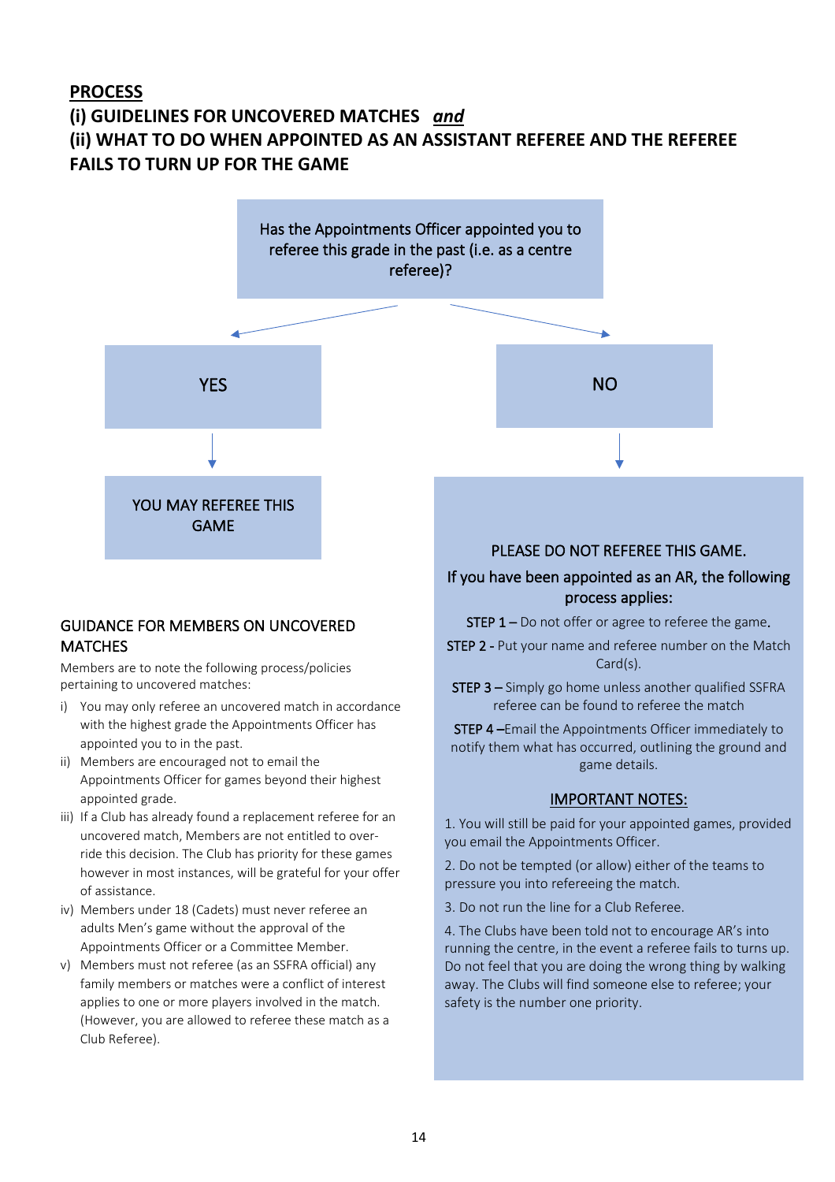## PROCESS

## (i) GUIDELINES FOR UNCOVERED MATCHES *and*

## (ii) WHAT TO DO WHEN APPOINTED AS AN ASSISTANT REFEREE AND THE REFEREE FAILS TO TURN UP FOR THE GAME

Has the Appointments Officer appointed you to referee this grade in the past (i.e. as a centre referee)?

**YES**

YOU MAY REFEREE THIS GAME

**NO**

PLEASE DO NOT REFEREE THIS GAME.

If you have been appointed as an AR, the following process applies:

STEP 1 – Do not offer or agree to referee the game.

STEP 2 - Put your name and referee number on the Match Card(s).

STEP 3 – Simply go home unless another qualified SSFRA referee can be found to referee the match

STEP 4 –Email the Appointments Officer immediately to notify them what has occurred, outlining the ground and game details.

IMPORTANT NOTES:

1. You will still be paid for your appointed games, provided you email the Appointments Officer.
2. Do not be tempted (or allow) either of the teams to pressure you into refereeing the match.
3. Do not run the line for a Club Referee.
4. The Clubs have been told not to encourage AR's into running the centre, in the event a referee fails to turns up. Do not feel that you are doing the wrong thing by walking away. The Clubs will find someone else to referee; your safety is the number one priority.

### GUIDANCE FOR MEMBERS ON UNCOVERED MATCHES

Members are to note the following process/policies pertaining to uncovered matches:

i) You may only referee an uncovered match in accordance with the highest grade the Appointments Officer has appointed you to in the past.

ii) Members are encouraged not to email the Appointments Officer for games beyond their highest appointed grade.

iii) If a Club has already found a replacement referee for an uncovered match, Members are not entitled to over-ride this decision. The Club has priority for these games however in most instances, will be grateful for your offer of assistance.

iv) Members under 18 (Cadets) must never referee an adults Men's game without the approval of the Appointments Officer or a Committee Member.

v) Members must not referee (as an SSFRA official) any family members or matches were a conflict of interest applies to one or more players involved in the match. (However, you are allowed to referee these match as a Club Referee).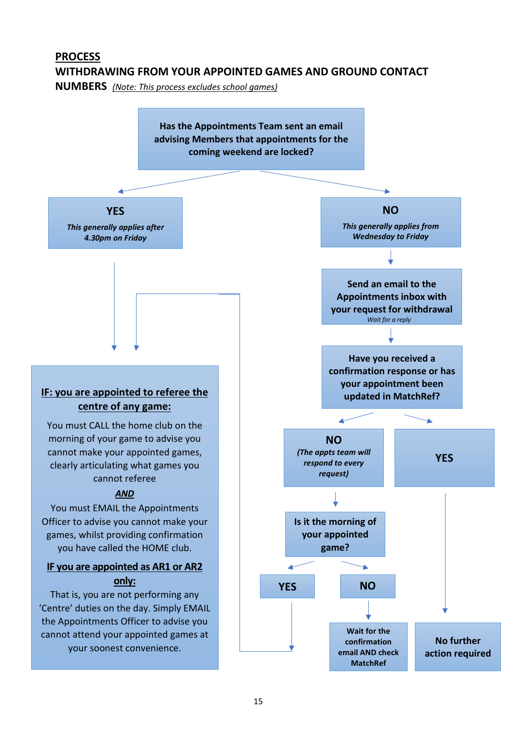**PROCESS**

**WITHDRAWING FROM YOUR APPOINTED GAMES AND GROUND CONTACT NUMBERS** *(Note: This process excludes school games)*

**Has the Appointments Team sent an email advising Members that appointments for the coming weekend are locked?**

**YES**
*This generally applies after 4.30pm on Friday*

**NO**
*This generally applies from Wednesday to Friday*

**Send an email to the Appointments inbox with your request for withdrawal**
*Wait for a reply*

**Have you received a confirmation response or has your appointment been updated in MatchRef?**

**NO**
*(The appts team will respond to every request)*

**YES**

**Is it the morning of your appointed game?**

**YES**

**NO**

**Wait for the confirmation email AND check MatchRef**

**No further action required**

**IF: you are appointed to referee the centre of any game:**

You must CALL the home club on the morning of your game to advise you cannot make your appointed games, clearly articulating what games you cannot referee

***AND***

You must EMAIL the Appointments Officer to advise you cannot make your games, whilst providing confirmation you have called the HOME club.

**IF you are appointed as AR1 or AR2 only:**

That is, you are not performing any 'Centre' duties on the day. Simply EMAIL the Appointments Officer to advise you cannot attend your appointed games at your soonest convenience.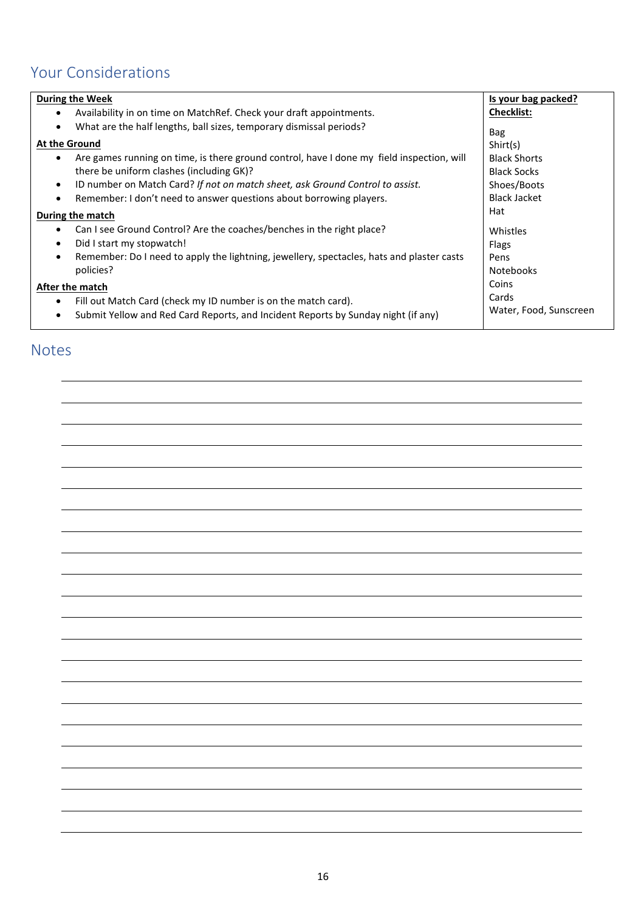## Your Considerations

| | |
|---|---|
| **<u>During the Week</u>**<br>• Availability in on time on MatchRef. Check your draft appointments.<br>• What are the half lengths, ball sizes, temporary dismissal periods?<br>**<u>At the Ground</u>**<br>• Are games running on time, is there ground control, have I done my field inspection, will there be uniform clashes (including GK)?<br>• ID number on Match Card? *If not on match sheet, ask Ground Control to assist.*<br>• Remember: I don't need to answer questions about borrowing players.<br>**<u>During the match</u>**<br>• Can I see Ground Control? Are the coaches/benches in the right place?<br>• Did I start my stopwatch!<br>• Remember: Do I need to apply the lightning, jewellery, spectacles, hats and plaster casts policies?<br>**<u>After the match</u>**<br>• Fill out Match Card (check my ID number is on the match card).<br>• Submit Yellow and Red Card Reports, and Incident Reports by Sunday night (if any) | **<u>Is your bag packed?</u>**<br>**<u>Checklist:</u>**<br>Bag<br>Shirt(s)<br>Black Shorts<br>Black Socks<br>Shoes/Boots<br>Black Jacket<br>Hat<br>Whistles<br>Flags<br>Pens<br>Notebooks<br>Coins<br>Cards<br>Water, Food, Sunscreen |

## Notes